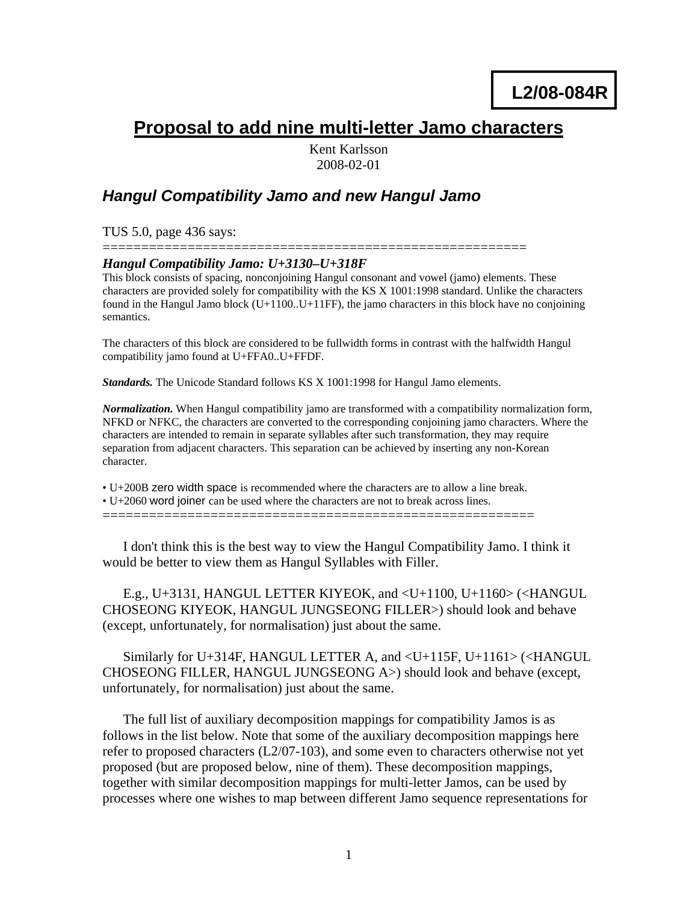**L2/08-084R**

# Proposal to add nine multi-letter Jamo characters

Kent Karlsson
2008-02-01

## *Hangul Compatibility Jamo and new Hangul Jamo*

TUS 5.0, page 436 says:
========================================================

***Hangul Compatibility Jamo: U+3130–U+318F***

This block consists of spacing, nonconjoining Hangul consonant and vowel (jamo) elements. These characters are provided solely for compatibility with the KS X 1001:1998 standard. Unlike the characters found in the Hangul Jamo block (U+1100..U+11FF), the jamo characters in this block have no conjoining semantics.

The characters of this block are considered to be fullwidth forms in contrast with the halfwidth Hangul compatibility jamo found at U+FFA0..U+FFDF.

***Standards.*** The Unicode Standard follows KS X 1001:1998 for Hangul Jamo elements.

***Normalization.*** When Hangul compatibility jamo are transformed with a compatibility normalization form, NFKD or NFKC, the characters are converted to the corresponding conjoining jamo characters. Where the characters are intended to remain in separate syllables after such transformation, they may require separation from adjacent characters. This separation can be achieved by inserting any non-Korean character.

- U+200B zero width space is recommended where the characters are to allow a line break.
- U+2060 word joiner can be used where the characters are not to break across lines.

========================================================

I don't think this is the best way to view the Hangul Compatibility Jamo. I think it would be better to view them as Hangul Syllables with Filler.

E.g., U+3131, HANGUL LETTER KIYEOK, and <U+1100, U+1160> (<HANGUL CHOSEONG KIYEOK, HANGUL JUNGSEONG FILLER>) should look and behave (except, unfortunately, for normalisation) just about the same.

Similarly for U+314F, HANGUL LETTER A, and <U+115F, U+1161> (<HANGUL CHOSEONG FILLER, HANGUL JUNGSEONG A>) should look and behave (except, unfortunately, for normalisation) just about the same.

The full list of auxiliary decomposition mappings for compatibility Jamos is as follows in the list below. Note that some of the auxiliary decomposition mappings here refer to proposed characters (L2/07-103), and some even to characters otherwise not yet proposed (but are proposed below, nine of them). These decomposition mappings, together with similar decomposition mappings for multi-letter Jamos, can be used by processes where one wishes to map between different Jamo sequence representations for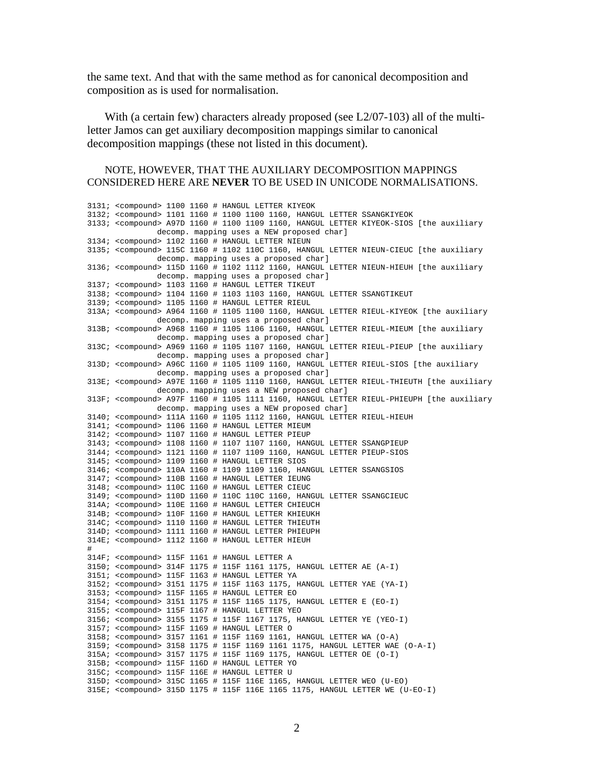the same text. And that with the same method as for canonical decomposition and composition as is used for normalisation.

With (a certain few) characters already proposed (see L2/07-103) all of the multi-letter Jamos can get auxiliary decomposition mappings similar to canonical decomposition mappings (these not listed in this document).

NOTE, HOWEVER, THAT THE AUXILIARY DECOMPOSITION MAPPINGS CONSIDERED HERE ARE **NEVER** TO BE USED IN UNICODE NORMALISATIONS.

```
3131; <compound> 1100 1160 # HANGUL LETTER KIYEOK
3132; <compound> 1101 1160 # 1100 1100 1160, HANGUL LETTER SSANGKIYEOK
3133; <compound> A97D 1160 # 1100 1109 1160, HANGUL LETTER KIYEOK-SIOS [the auxiliary
            decomp. mapping uses a NEW proposed char]
3134; <compound> 1102 1160 # HANGUL LETTER NIEUN
3135; <compound> 115C 1160 # 1102 110C 1160, HANGUL LETTER NIEUN-CIEUC [the auxiliary
            decomp. mapping uses a proposed char]
3136; <compound> 115D 1160 # 1102 1112 1160, HANGUL LETTER NIEUN-HIEUH [the auxiliary
            decomp. mapping uses a proposed char]
3137; <compound> 1103 1160 # HANGUL LETTER TIKEUT
3138; <compound> 1104 1160 # 1103 1103 1160, HANGUL LETTER SSANGTIKEUT
3139; <compound> 1105 1160 # HANGUL LETTER RIEUL
313A; <compound> A964 1160 # 1105 1100 1160, HANGUL LETTER RIEUL-KIYEOK [the auxiliary
            decomp. mapping uses a proposed char]
313B; <compound> A968 1160 # 1105 1106 1160, HANGUL LETTER RIEUL-MIEUM [the auxiliary
            decomp. mapping uses a proposed char]
313C; <compound> A969 1160 # 1105 1107 1160, HANGUL LETTER RIEUL-PIEUP [the auxiliary
            decomp. mapping uses a proposed char]
313D; <compound> A96C 1160 # 1105 1109 1160, HANGUL LETTER RIEUL-SIOS [the auxiliary
            decomp. mapping uses a proposed char]
313E; <compound> A97E 1160 # 1105 1110 1160, HANGUL LETTER RIEUL-THIEUTH [the auxiliary
            decomp. mapping uses a NEW proposed char]
313F; <compound> A97F 1160 # 1105 1111 1160, HANGUL LETTER RIEUL-PHIEUPH [the auxiliary
            decomp. mapping uses a NEW proposed char]
3140; <compound> 111A 1160 # 1105 1112 1160, HANGUL LETTER RIEUL-HIEUH
3141; <compound> 1106 1160 # HANGUL LETTER MIEUM
3142; <compound> 1107 1160 # HANGUL LETTER PIEUP
3143; <compound> 1108 1160 # 1107 1107 1160, HANGUL LETTER SSANGPIEUP
3144; <compound> 1121 1160 # 1107 1109 1160, HANGUL LETTER PIEUP-SIOS
3145; <compound> 1109 1160 # HANGUL LETTER SIOS
3146; <compound> 110A 1160 # 1109 1109 1160, HANGUL LETTER SSANGSIOS
3147; <compound> 110B 1160 # HANGUL LETTER IEUNG
3148; <compound> 110C 1160 # HANGUL LETTER CIEUC
3149; <compound> 110D 1160 # 110C 110C 1160, HANGUL LETTER SSANGCIEUC
314A; <compound> 110E 1160 # HANGUL LETTER CHIEUCH
314B; <compound> 110F 1160 # HANGUL LETTER KHIEUKH
314C; <compound> 1110 1160 # HANGUL LETTER THIEUTH
314D; <compound> 1111 1160 # HANGUL LETTER PHIEUPH
314E; <compound> 1112 1160 # HANGUL LETTER HIEUH
#
314F; <compound> 115F 1161 # HANGUL LETTER A
3150; <compound> 314F 1175 # 115F 1161 1175, HANGUL LETTER AE (A-I)
3151; <compound> 115F 1163 # HANGUL LETTER YA
3152; <compound> 3151 1175 # 115F 1163 1175, HANGUL LETTER YAE (YA-I)
3153; <compound> 115F 1165 # HANGUL LETTER EO
3154; <compound> 3151 1175 # 115F 1165 1175, HANGUL LETTER E (EO-I)
3155; <compound> 115F 1167 # HANGUL LETTER YEO
3156; <compound> 3155 1175 # 115F 1167 1175, HANGUL LETTER YE (YEO-I)
3157; <compound> 115F 1169 # HANGUL LETTER O
3158; <compound> 3157 1161 # 115F 1169 1161, HANGUL LETTER WA (O-A)
3159; <compound> 3158 1175 # 115F 1169 1161 1175, HANGUL LETTER WAE (O-A-I)
315A; <compound> 3157 1175 # 115F 1169 1175, HANGUL LETTER OE (O-I)
315B; <compound> 115F 116D # HANGUL LETTER YO
315C; <compound> 115F 116E # HANGUL LETTER U
315D; <compound> 315C 1165 # 115F 116E 1165, HANGUL LETTER WEO (U-EO)
315E; <compound> 315D 1175 # 115F 116E 1165 1175, HANGUL LETTER WE (U-EO-I)
```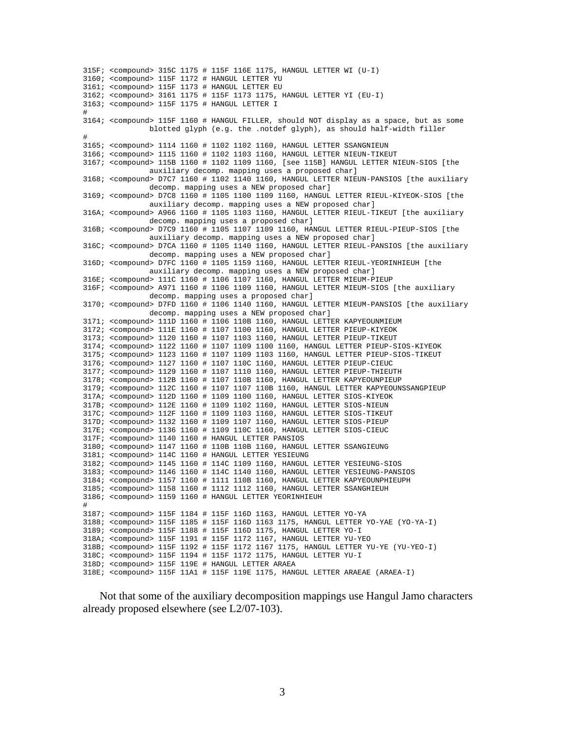```
315F; <compound> 315C 1175 # 115F 116E 1175, HANGUL LETTER WI (U-I)
3160; <compound> 115F 1172 # HANGUL LETTER YU
3161; <compound> 115F 1173 # HANGUL LETTER EU
3162; <compound> 3161 1175 # 115F 1173 1175, HANGUL LETTER YI (EU-I)
3163; <compound> 115F 1175 # HANGUL LETTER I
#
3164; <compound> 115F 1160 # HANGUL FILLER, should NOT display as a space, but as some
               blotted glyph (e.g. the .notdef glyph), as should half-width filler
#
3165; <compound> 1114 1160 # 1102 1102 1160, HANGUL LETTER SSANGNIEUN
3166; <compound> 1115 1160 # 1102 1103 1160, HANGUL LETTER NIEUN-TIKEUT
3167; <compound> 115B 1160 # 1102 1109 1160, [see 115B] HANGUL LETTER NIEUN-SIOS [the
               auxiliary decomp. mapping uses a proposed char]
3168; <compound> D7C7 1160 # 1102 1140 1160, HANGUL LETTER NIEUN-PANSIOS [the auxiliary
               decomp. mapping uses a NEW proposed char]
3169; <compound> D7C8 1160 # 1105 1100 1109 1160, HANGUL LETTER RIEUL-KIYEOK-SIOS [the
               auxiliary decomp. mapping uses a NEW proposed char]
316A; <compound> A966 1160 # 1105 1103 1160, HANGUL LETTER RIEUL-TIKEUT [the auxiliary
               decomp. mapping uses a proposed char]
316B; <compound> D7C9 1160 # 1105 1107 1109 1160, HANGUL LETTER RIEUL-PIEUP-SIOS [the
               auxiliary decomp. mapping uses a NEW proposed char]
316C; <compound> D7CA 1160 # 1105 1140 1160, HANGUL LETTER RIEUL-PANSIOS [the auxiliary
               decomp. mapping uses a NEW proposed char]
316D; <compound> D7FC 1160 # 1105 1159 1160, HANGUL LETTER RIEUL-YEORINHIEUH [the
               auxiliary decomp. mapping uses a NEW proposed char]
316E; <compound> 111C 1160 # 1106 1107 1160, HANGUL LETTER MIEUM-PIEUP
316F; <compound> A971 1160 # 1106 1109 1160, HANGUL LETTER MIEUM-SIOS [the auxiliary
               decomp. mapping uses a proposed char]
3170; <compound> D7FD 1160 # 1106 1140 1160, HANGUL LETTER MIEUM-PANSIOS [the auxiliary
               decomp. mapping uses a NEW proposed char]
3171; <compound> 111D 1160 # 1106 110B 1160, HANGUL LETTER KAPYEOUNMIEUM
3172; <compound> 111E 1160 # 1107 1100 1160, HANGUL LETTER PIEUP-KIYEOK
3173; <compound> 1120 1160 # 1107 1103 1160, HANGUL LETTER PIEUP-TIKEUT
3174; <compound> 1122 1160 # 1107 1109 1100 1160, HANGUL LETTER PIEUP-SIOS-KIYEOK
3175; <compound> 1123 1160 # 1107 1109 1103 1160, HANGUL LETTER PIEUP-SIOS-TIKEUT
3176; <compound> 1127 1160 # 1107 110C 1160, HANGUL LETTER PIEUP-CIEUC
3177; <compound> 1129 1160 # 1107 1110 1160, HANGUL LETTER PIEUP-THIEUTH
3178; <compound> 112B 1160 # 1107 110B 1160, HANGUL LETTER KAPYEOUNPIEUP
3179; <compound> 112C 1160 # 1107 1107 110B 1160, HANGUL LETTER KAPYEOUNSSANGPIEUP
317A; <compound> 112D 1160 # 1109 1100 1160, HANGUL LETTER SIOS-KIYEOK
317B; <compound> 112E 1160 # 1109 1102 1160, HANGUL LETTER SIOS-NIEUN
317C; <compound> 112F 1160 # 1109 1103 1160, HANGUL LETTER SIOS-TIKEUT
317D; <compound> 1132 1160 # 1109 1107 1160, HANGUL LETTER SIOS-PIEUP
317E; <compound> 1136 1160 # 1109 110C 1160, HANGUL LETTER SIOS-CIEUC
317F; <compound> 1140 1160 # HANGUL LETTER PANSIOS
3180; <compound> 1147 1160 # 110B 110B 1160, HANGUL LETTER SSANGIEUNG
3181; <compound> 114C 1160 # HANGUL LETTER YESIEUNG
3182; <compound> 1145 1160 # 114C 1109 1160, HANGUL LETTER YESIEUNG-SIOS
3183; <compound> 1146 1160 # 114C 1140 1160, HANGUL LETTER YESIEUNG-PANSIOS
3184; <compound> 1157 1160 # 1111 110B 1160, HANGUL LETTER KAPYEOUNPHIEUPH
3185; <compound> 1158 1160 # 1112 1112 1160, HANGUL LETTER SSANGHIEUH
3186; <compound> 1159 1160 # HANGUL LETTER YEORINHIEUH
#
3187; <compound> 115F 1184 # 115F 116D 1163, HANGUL LETTER YO-YA
3188; <compound> 115F 1185 # 115F 116D 1163 1175, HANGUL LETTER YO-YAE (YO-YA-I)
3189; <compound> 115F 1188 # 115F 116D 1175, HANGUL LETTER YO-I
318A; <compound> 115F 1191 # 115F 1172 1167, HANGUL LETTER YU-YEO
318B; <compound> 115F 1192 # 115F 1172 1167 1175, HANGUL LETTER YU-YE (YU-YEO-I)
318C; <compound> 115F 1194 # 115F 1172 1175, HANGUL LETTER YU-I
318D; <compound> 115F 119E # HANGUL LETTER ARAEA
318E; <compound> 115F 11A1 # 115F 119E 1175, HANGUL LETTER ARAEAE (ARAEA-I)
```

Not that some of the auxiliary decomposition mappings use Hangul Jamo characters already proposed elsewhere (see L2/07-103).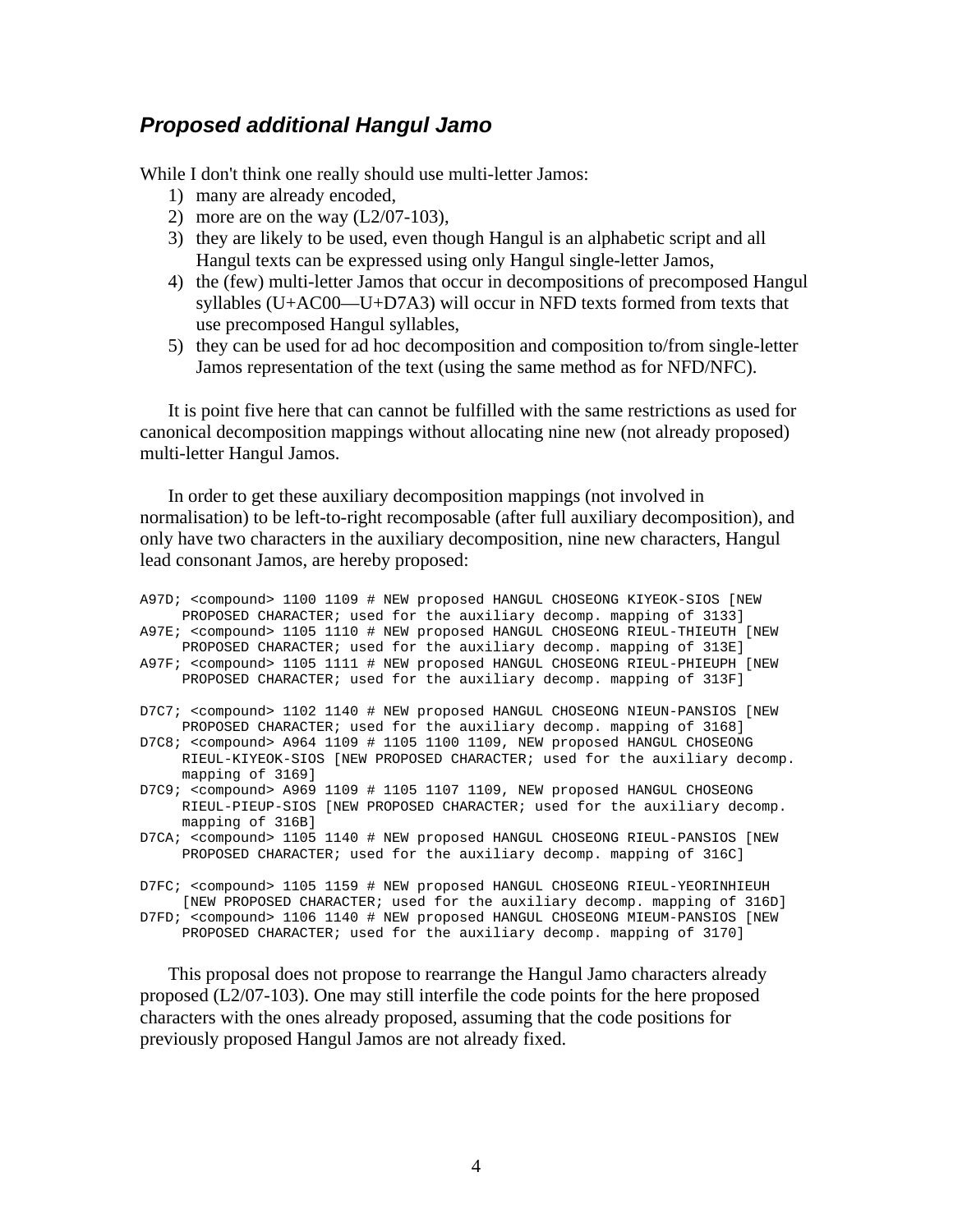### *Proposed additional Hangul Jamo*

While I don't think one really should use multi-letter Jamos:

1) many are already encoded,
2) more are on the way (L2/07-103),
3) they are likely to be used, even though Hangul is an alphabetic script and all Hangul texts can be expressed using only Hangul single-letter Jamos,
4) the (few) multi-letter Jamos that occur in decompositions of precomposed Hangul syllables (U+AC00—U+D7A3) will occur in NFD texts formed from texts that use precomposed Hangul syllables,
5) they can be used for ad hoc decomposition and composition to/from single-letter Jamos representation of the text (using the same method as for NFD/NFC).

It is point five here that can cannot be fulfilled with the same restrictions as used for canonical decomposition mappings without allocating nine new (not already proposed) multi-letter Hangul Jamos.

In order to get these auxiliary decomposition mappings (not involved in normalisation) to be left-to-right recomposable (after full auxiliary decomposition), and only have two characters in the auxiliary decomposition, nine new characters, Hangul lead consonant Jamos, are hereby proposed:

```
A97D; <compound> 1100 1109 # NEW proposed HANGUL CHOSEONG KIYEOK-SIOS [NEW
     PROPOSED CHARACTER; used for the auxiliary decomp. mapping of 3133]
A97E; <compound> 1105 1110 # NEW proposed HANGUL CHOSEONG RIEUL-THIEUTH [NEW
     PROPOSED CHARACTER; used for the auxiliary decomp. mapping of 313E]
A97F; <compound> 1105 1111 # NEW proposed HANGUL CHOSEONG RIEUL-PHIEUPH [NEW
     PROPOSED CHARACTER; used for the auxiliary decomp. mapping of 313F]

D7C7; <compound> 1102 1140 # NEW proposed HANGUL CHOSEONG NIEUN-PANSIOS [NEW
     PROPOSED CHARACTER; used for the auxiliary decomp. mapping of 3168]
D7C8; <compound> A964 1109 # 1105 1100 1109, NEW proposed HANGUL CHOSEONG
     RIEUL-KIYEOK-SIOS [NEW PROPOSED CHARACTER; used for the auxiliary decomp.
     mapping of 3169]
D7C9; <compound> A969 1109 # 1105 1107 1109, NEW proposed HANGUL CHOSEONG
     RIEUL-PIEUP-SIOS [NEW PROPOSED CHARACTER; used for the auxiliary decomp.
     mapping of 316B]
D7CA; <compound> 1105 1140 # NEW proposed HANGUL CHOSEONG RIEUL-PANSIOS [NEW
     PROPOSED CHARACTER; used for the auxiliary decomp. mapping of 316C]

D7FC; <compound> 1105 1159 # NEW proposed HANGUL CHOSEONG RIEUL-YEORINHIEUH
     [NEW PROPOSED CHARACTER; used for the auxiliary decomp. mapping of 316D]
D7FD; <compound> 1106 1140 # NEW proposed HANGUL CHOSEONG MIEUM-PANSIOS [NEW
     PROPOSED CHARACTER; used for the auxiliary decomp. mapping of 3170]
```

This proposal does not propose to rearrange the Hangul Jamo characters already proposed (L2/07-103). One may still interfile the code points for the here proposed characters with the ones already proposed, assuming that the code positions for previously proposed Hangul Jamos are not already fixed.